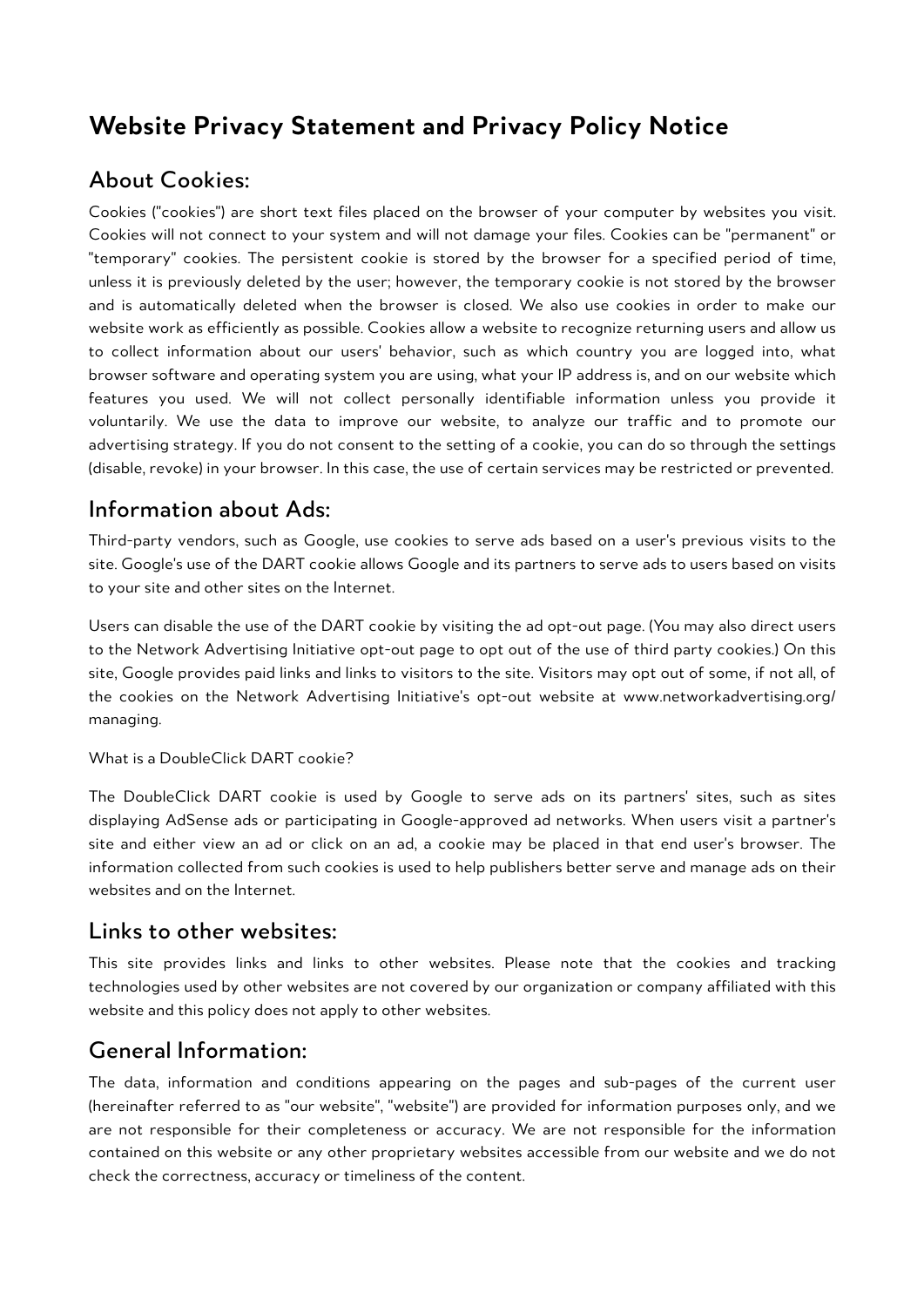# Website Privacy Statement and Privacy Policy Notice

## About Cookies:

Cookies ("cookies") are short text files placed on the browser of your computer by websites you visit. Cookies will not connect to your system and will not damage your files. Cookies can be "permanent" or "temporary" cookies. The persistent cookie is stored by the browser for a specified period of time, unless it is previously deleted by the user; however, the temporary cookie is not stored by the browser and is automatically deleted when the browser is closed. We also use cookies in order to make our website work as efficiently as possible. Cookies allow a website to recognize returning users and allow us to collect information about our users' behavior, such as which country you are logged into, what browser software and operating system you are using, what your IP address is, and on our website which features you used. We will not collect personally identifiable information unless you provide it voluntarily. We use the data to improve our website, to analyze our traffic and to promote our advertising strategy. If you do not consent to the setting of a cookie, you can do so through the settings (disable, revoke) in your browser. In this case, the use of certain services may be restricted or prevented.

## Information about Ads:

Third-party vendors, such as Google, use cookies to serve ads based on a user's previous visits to the site. Google's use of the DART cookie allows Google and its partners to serve ads to users based on visits to your site and other sites on the Internet.

Users can disable the use of the DART cookie by visiting the ad opt-out page. (You may also direct users to the Network Advertising Initiative opt-out page to opt out of the use of third party cookies.) On this site, Google provides paid links and links to visitors to the site. Visitors may opt out of some, if not all, of the cookies on the Network Advertising Initiative's opt-out website at www.networkadvertising.org/managing.

What is a DoubleClick DART cookie?

The DoubleClick DART cookie is used by Google to serve ads on its partners' sites, such as sites displaying AdSense ads or participating in Google-approved ad networks. When users visit a partner's site and either view an ad or click on an ad, a cookie may be placed in that end user's browser. The information collected from such cookies is used to help publishers better serve and manage ads on their websites and on the Internet.

## Links to other websites:

This site provides links and links to other websites. Please note that the cookies and tracking technologies used by other websites are not covered by our organization or company affiliated with this website and this policy does not apply to other websites.

## General Information:

The data, information and conditions appearing on the pages and sub-pages of the current user (hereinafter referred to as "our website", "website") are provided for information purposes only, and we are not responsible for their completeness or accuracy. We are not responsible for the information contained on this website or any other proprietary websites accessible from our website and we do not check the correctness, accuracy or timeliness of the content.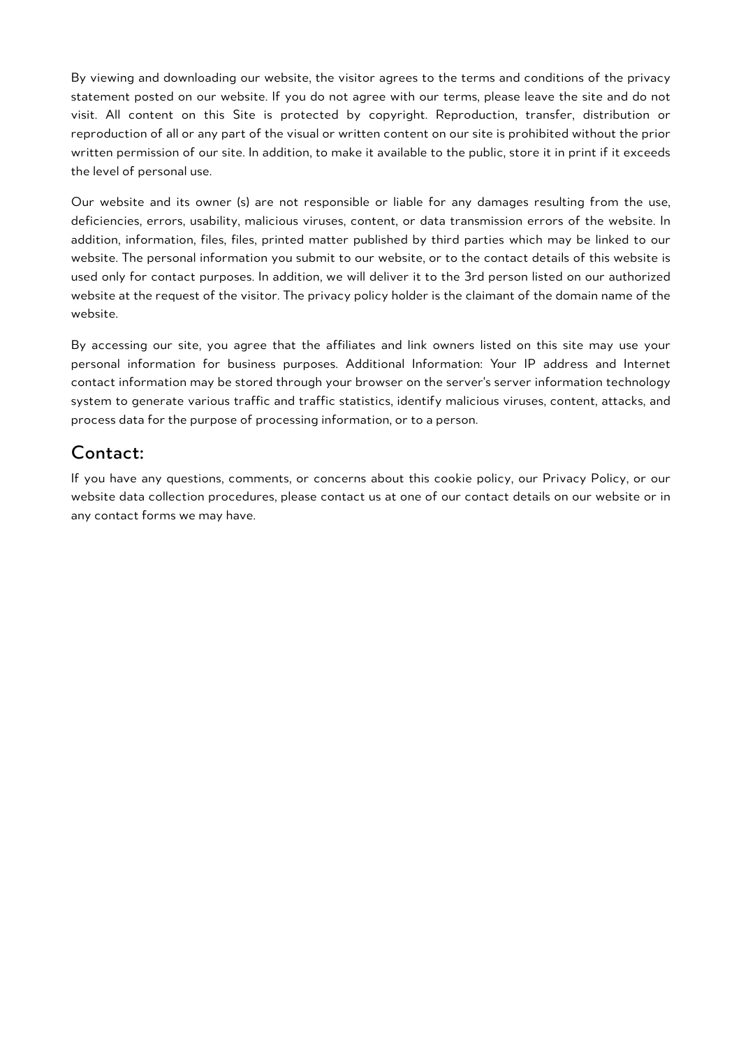By viewing and downloading our website, the visitor agrees to the terms and conditions of the privacy statement posted on our website. If you do not agree with our terms, please leave the site and do not visit. All content on this Site is protected by copyright. Reproduction, transfer, distribution or reproduction of all or any part of the visual or written content on our site is prohibited without the prior written permission of our site. In addition, to make it available to the public, store it in print if it exceeds the level of personal use.

Our website and its owner (s) are not responsible or liable for any damages resulting from the use, deficiencies, errors, usability, malicious viruses, content, or data transmission errors of the website. In addition, information, files, files, printed matter published by third parties which may be linked to our website. The personal information you submit to our website, or to the contact details of this website is used only for contact purposes. In addition, we will deliver it to the 3rd person listed on our authorized website at the request of the visitor. The privacy policy holder is the claimant of the domain name of the website.

By accessing our site, you agree that the affiliates and link owners listed on this site may use your personal information for business purposes. Additional Information: Your IP address and Internet contact information may be stored through your browser on the server's server information technology system to generate various traffic and traffic statistics, identify malicious viruses, content, attacks, and process data for the purpose of processing information, or to a person.

## Contact:

If you have any questions, comments, or concerns about this cookie policy, our Privacy Policy, or our website data collection procedures, please contact us at one of our contact details on our website or in any contact forms we may have.